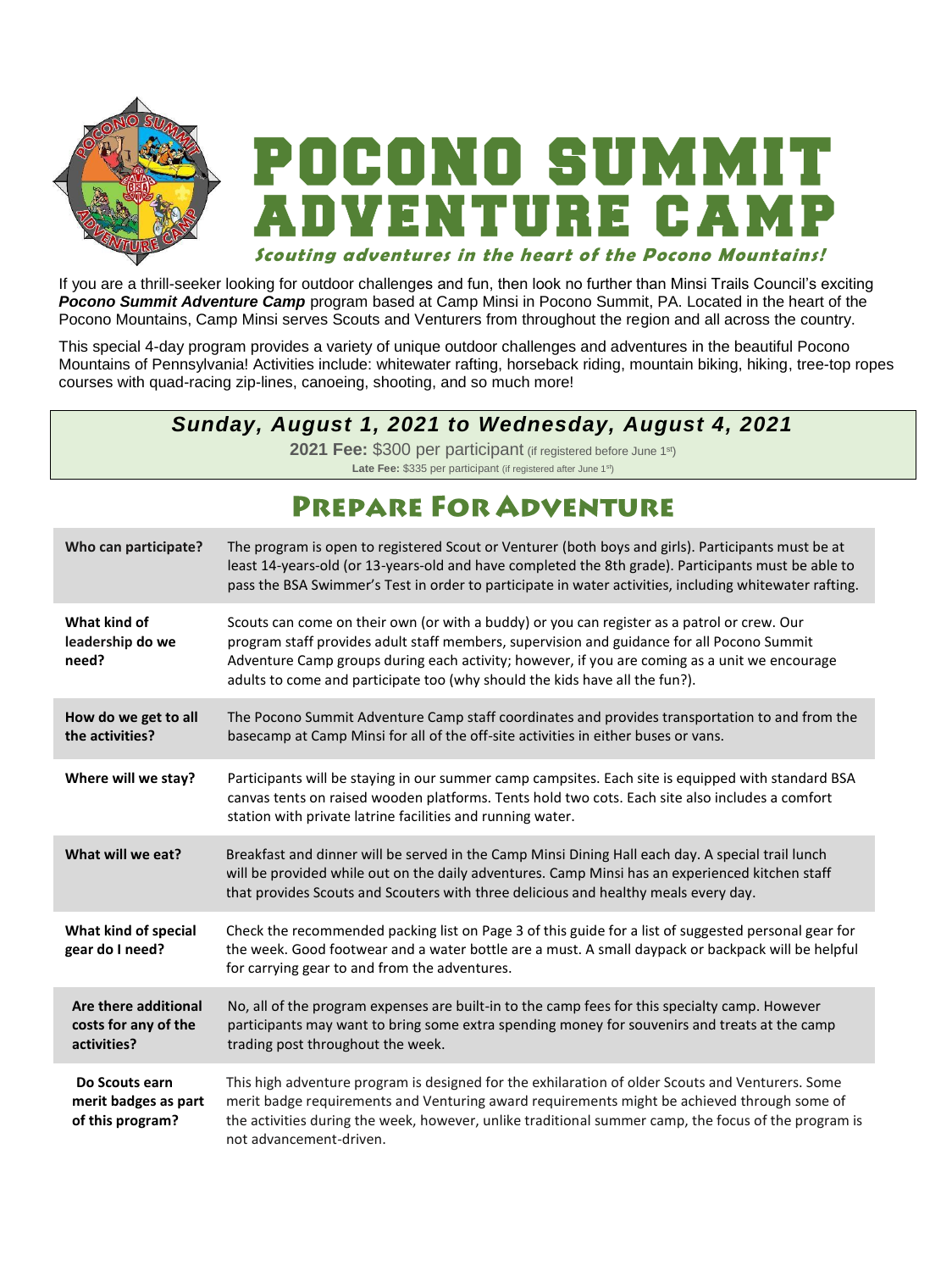# POCONO SUMMIT ADVENTURE CAMP

*Scouting adventures in the heart of the Pocono Mountains!*

If you are a thrill-seeker looking for outdoor challenges and fun, then look no further than Minsi Trails Council's exciting ***Pocono Summit Adventure Camp*** program based at Camp Minsi in Pocono Summit, PA. Located in the heart of the Pocono Mountains, Camp Minsi serves Scouts and Venturers from throughout the region and all across the country.

This special 4-day program provides a variety of unique outdoor challenges and adventures in the beautiful Pocono Mountains of Pennsylvania! Activities include: whitewater rafting, horseback riding, mountain biking, hiking, tree-top ropes courses with quad-racing zip-lines, canoeing, shooting, and so much more!

***Sunday, August 1, 2021 to Wednesday, August 4, 2021***

**2021 Fee:** $300 per participant (if registered before June 1st)

**Late Fee:** $335 per participant (if registered after June 1st)

## Prepare For Adventure

| | |
|---|---|
| **Who can participate?** | The program is open to registered Scout or Venturer (both boys and girls). Participants must be at least 14-years-old (or 13-years-old and have completed the 8th grade). Participants must be able to pass the BSA Swimmer's Test in order to participate in water activities, including whitewater rafting. |
| **What kind of leadership do we need?** | Scouts can come on their own (or with a buddy) or you can register as a patrol or crew. Our program staff provides adult staff members, supervision and guidance for all Pocono Summit Adventure Camp groups during each activity; however, if you are coming as a unit we encourage adults to come and participate too (why should the kids have all the fun?). |
| **How do we get to all the activities?** | The Pocono Summit Adventure Camp staff coordinates and provides transportation to and from the basecamp at Camp Minsi for all of the off-site activities in either buses or vans. |
| **Where will we stay?** | Participants will be staying in our summer camp campsites. Each site is equipped with standard BSA canvas tents on raised wooden platforms. Tents hold two cots. Each site also includes a comfort station with private latrine facilities and running water. |
| **What will we eat?** | Breakfast and dinner will be served in the Camp Minsi Dining Hall each day. A special trail lunch will be provided while out on the daily adventures. Camp Minsi has an experienced kitchen staff that provides Scouts and Scouters with three delicious and healthy meals every day. |
| **What kind of special gear do I need?** | Check the recommended packing list on Page 3 of this guide for a list of suggested personal gear for the week. Good footwear and a water bottle are a must. A small daypack or backpack will be helpful for carrying gear to and from the adventures. |
| **Are there additional costs for any of the activities?** | No, all of the program expenses are built-in to the camp fees for this specialty camp. However participants may want to bring some extra spending money for souvenirs and treats at the camp trading post throughout the week. |
| **Do Scouts earn merit badges as part of this program?** | This high adventure program is designed for the exhilaration of older Scouts and Venturers. Some merit badge requirements and Venturing award requirements might be achieved through some of the activities during the week, however, unlike traditional summer camp, the focus of the program is not advancement-driven. |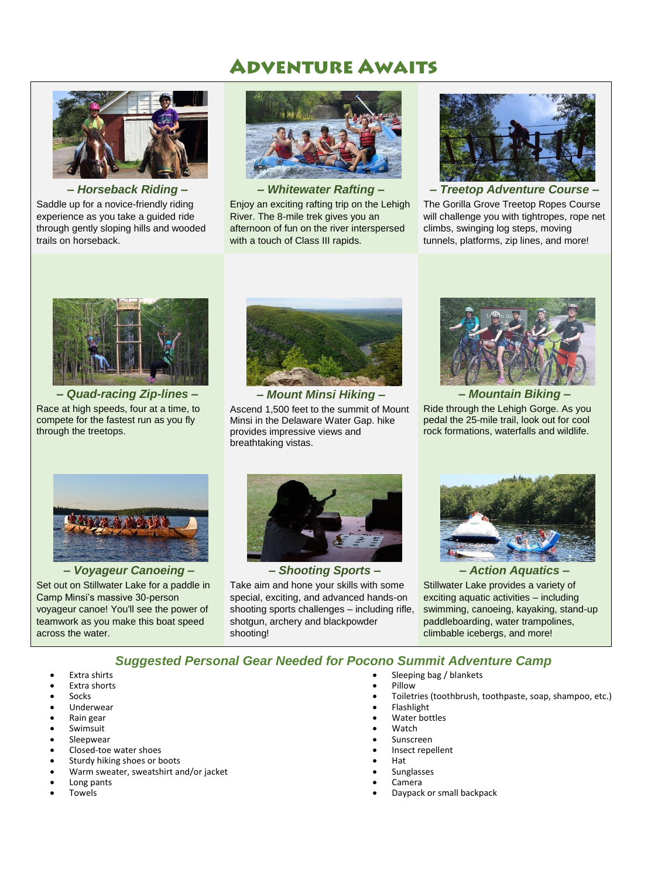# Adventure Awaits

### – Horseback Riding –

Saddle up for a novice-friendly riding experience as you take a guided ride through gently sloping hills and wooded trails on horseback.

### – Whitewater Rafting –

Enjoy an exciting rafting trip on the Lehigh River. The 8-mile trek gives you an afternoon of fun on the river interspersed with a touch of Class III rapids.

### – Treetop Adventure Course –

The Gorilla Grove Treetop Ropes Course will challenge you with tightropes, rope net climbs, swinging log steps, moving tunnels, platforms, zip lines, and more!

### – Quad-racing Zip-lines –

Race at high speeds, four at a time, to compete for the fastest run as you fly through the treetops.

### – Mount Minsi Hiking –

Ascend 1,500 feet to the summit of Mount Minsi in the Delaware Water Gap. hike provides impressive views and breathtaking vistas.

### – Mountain Biking –

Ride through the Lehigh Gorge. As you pedal the 25-mile trail, look out for cool rock formations, waterfalls and wildlife.

### – Voyageur Canoeing –

Set out on Stillwater Lake for a paddle in Camp Minsi's massive 30-person voyageur canoe! You'll see the power of teamwork as you make this boat speed across the water.

### – Shooting Sports –

Take aim and hone your skills with some special, exciting, and advanced hands-on shooting sports challenges – including rifle, shotgun, archery and blackpowder shooting!

### – Action Aquatics –

Stillwater Lake provides a variety of exciting aquatic activities – including swimming, canoeing, kayaking, stand-up paddleboarding, water trampolines, climbable icebergs, and more!

## *Suggested Personal Gear Needed for Pocono Summit Adventure Camp*

- Extra shirts
- Extra shorts
- Socks
- Underwear
- Rain gear
- Swimsuit
- Sleepwear
- Closed-toe water shoes
- Sturdy hiking shoes or boots
- Warm sweater, sweatshirt and/or jacket
- Long pants
- Towels
- Sleeping bag / blankets
- Pillow
- Toiletries (toothbrush, toothpaste, soap, shampoo, etc.)
- Flashlight
- Water bottles
- Watch
- Sunscreen
- Insect repellent
- Hat
- Sunglasses
- Camera
- Daypack or small backpack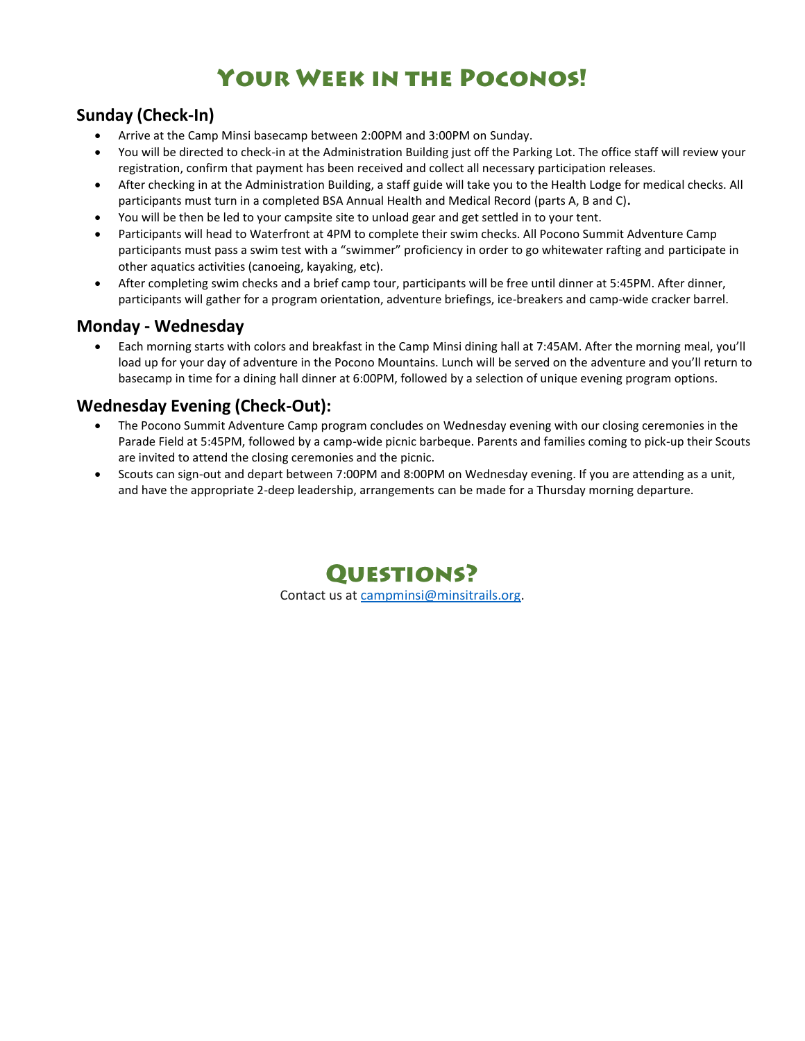# Your Week in the Poconos!

## Sunday (Check-In)

- Arrive at the Camp Minsi basecamp between 2:00PM and 3:00PM on Sunday.
- You will be directed to check-in at the Administration Building just off the Parking Lot. The office staff will review your registration, confirm that payment has been received and collect all necessary participation releases.
- After checking in at the Administration Building, a staff guide will take you to the Health Lodge for medical checks. All participants must turn in a completed BSA Annual Health and Medical Record (parts A, B and C).
- You will be then be led to your campsite site to unload gear and get settled in to your tent.
- Participants will head to Waterfront at 4PM to complete their swim checks. All Pocono Summit Adventure Camp participants must pass a swim test with a "swimmer" proficiency in order to go whitewater rafting and participate in other aquatics activities (canoeing, kayaking, etc).
- After completing swim checks and a brief camp tour, participants will be free until dinner at 5:45PM. After dinner, participants will gather for a program orientation, adventure briefings, ice-breakers and camp-wide cracker barrel.

## Monday - Wednesday

- Each morning starts with colors and breakfast in the Camp Minsi dining hall at 7:45AM. After the morning meal, you'll load up for your day of adventure in the Pocono Mountains. Lunch will be served on the adventure and you'll return to basecamp in time for a dining hall dinner at 6:00PM, followed by a selection of unique evening program options.

## Wednesday Evening (Check-Out):

- The Pocono Summit Adventure Camp program concludes on Wednesday evening with our closing ceremonies in the Parade Field at 5:45PM, followed by a camp-wide picnic barbeque. Parents and families coming to pick-up their Scouts are invited to attend the closing ceremonies and the picnic.
- Scouts can sign-out and depart between 7:00PM and 8:00PM on Wednesday evening. If you are attending as a unit, and have the appropriate 2-deep leadership, arrangements can be made for a Thursday morning departure.

# Questions?

Contact us at campminsi@minsitrails.org.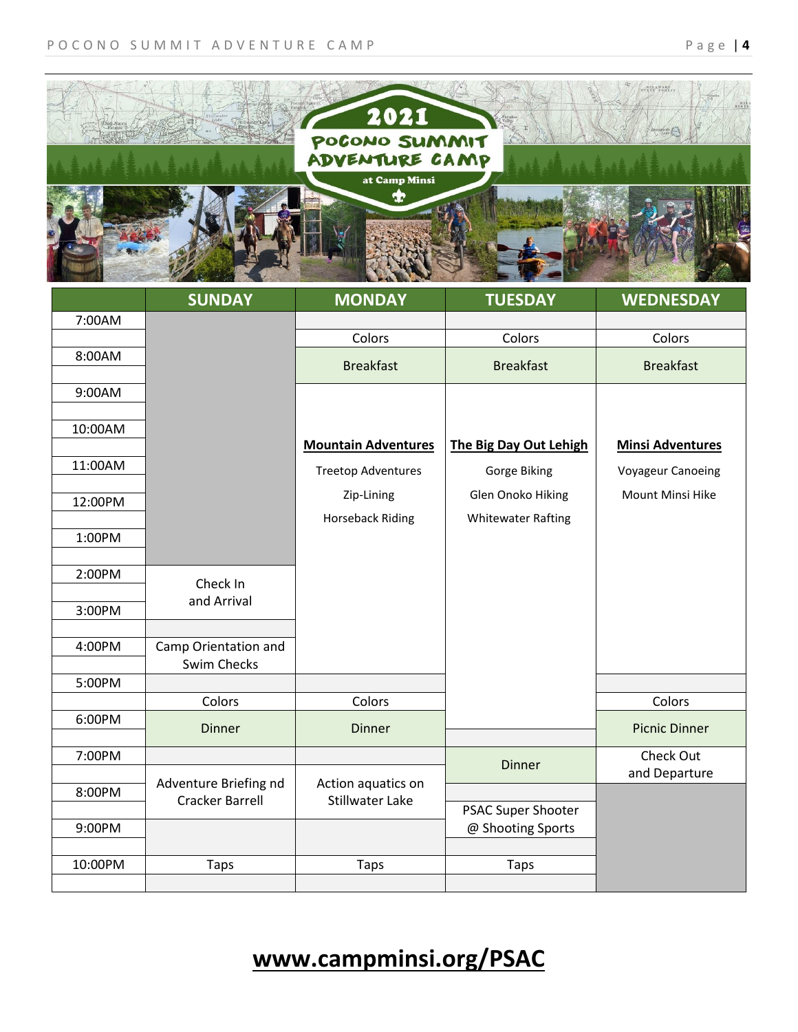## 2021 Pocono Summit Adventure Camp at Camp Minsi

| | SUNDAY | MONDAY | TUESDAY | WEDNESDAY |
|---|---|---|---|---|
| 7:00AM | | | | |
| | | Colors | Colors | Colors |
| 8:00AM | | Breakfast | Breakfast | Breakfast |
| | | | | |
| 9:00AM | | **Mountain Adventures** | **The Big Day Out Lehigh** | **Minsi Adventures** |
| | | Treetop Adventures | Gorge Biking | Voyageur Canoeing |
| 10:00AM | | Zip-Lining | Glen Onoko Hiking | Mount Minsi Hike |
| | | Horseback Riding | Whitewater Rafting | |
| 11:00AM | | | | |
| | | | | |
| 12:00PM | | | | |
| | | | | |
| 1:00PM | | | | |
| | | | | |
| 2:00PM | Check In and Arrival | | | |
| | | | | |
| 3:00PM | | | | |
| | | | | |
| 4:00PM | Camp Orientation and Swim Checks | | | |
| | | | | |
| 5:00PM | | | | |
| | Colors | Colors | | Colors |
| 6:00PM | Dinner | Dinner | | Picnic Dinner |
| | | | | |
| 7:00PM | | | Dinner | Check Out and Departure |
| | Adventure Briefing nd Cracker Barrell | Action aquatics on Stillwater Lake | | |
| 8:00PM | | | | |
| | | | PSAC Super Shooter @ Shooting Sports | |
| 9:00PM | | | | |
| | | | | |
| 10:00PM | Taps | Taps | Taps | |
| | | | | |

**www.campminsi.org/PSAC**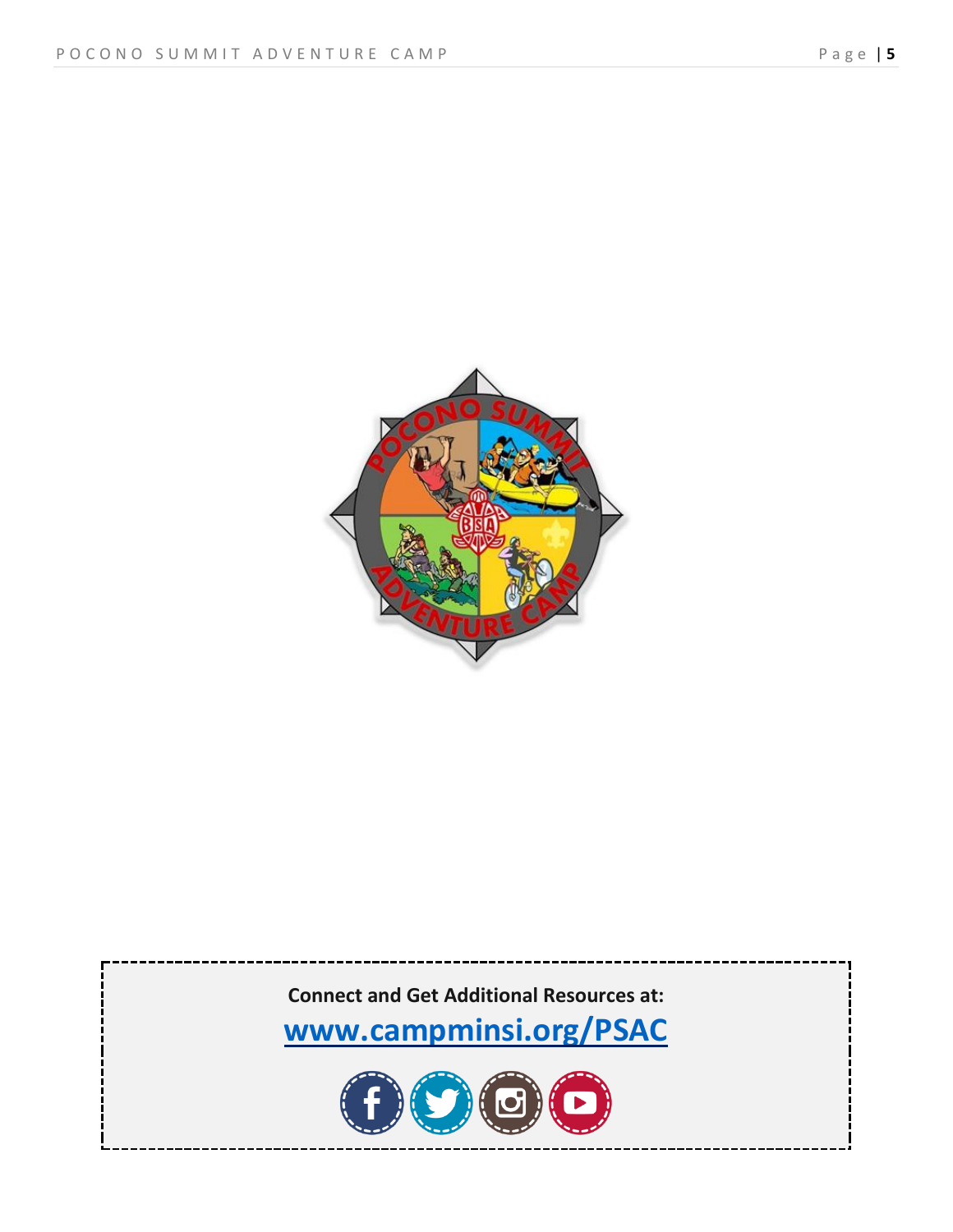**Connect and Get Additional Resources at:**

**www.campminsi.org/PSAC**